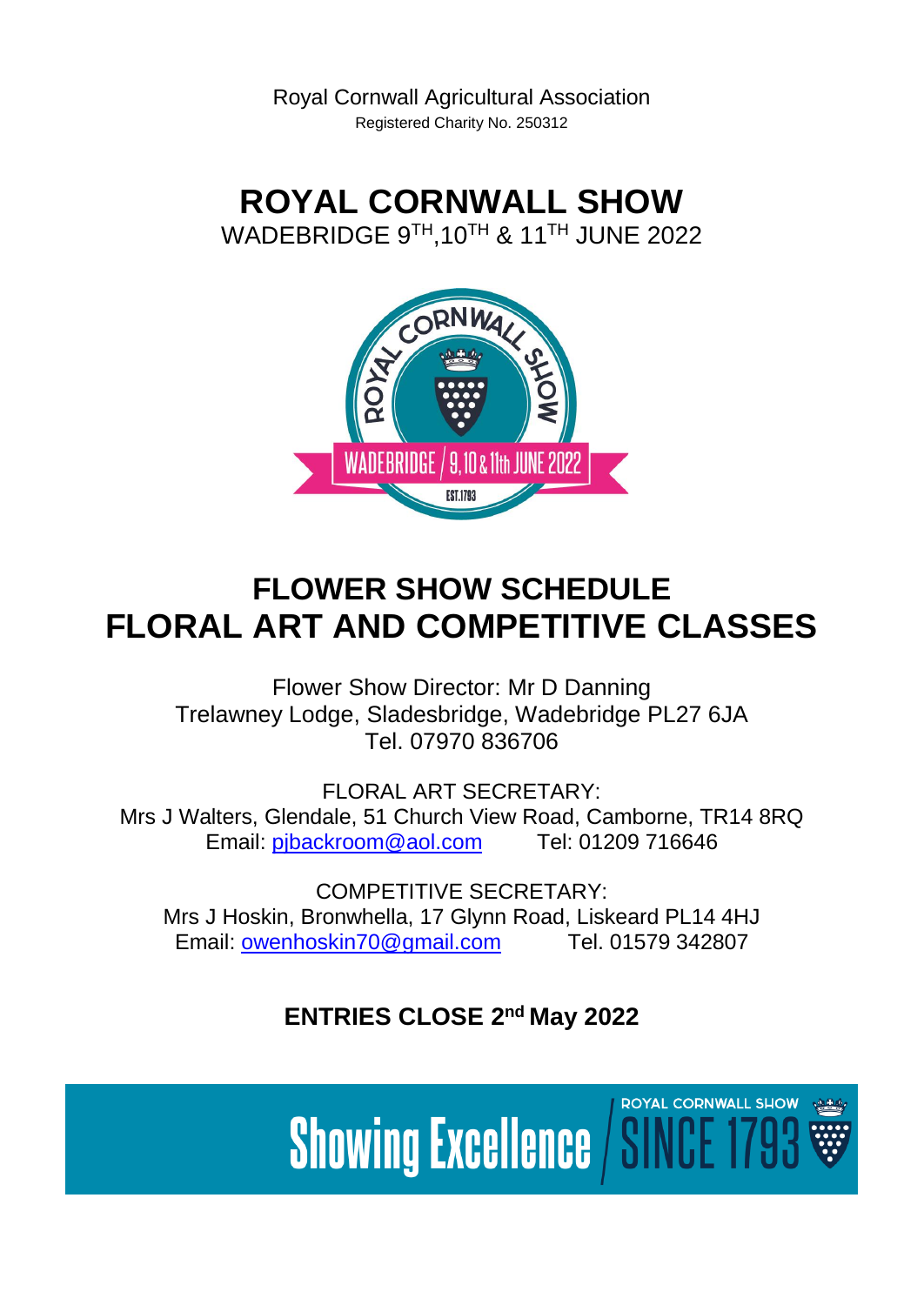Royal Cornwall Agricultural Association
Registered Charity No. 250312

# ROYAL CORNWALL SHOW

WADEBRIDGE 9TH,10TH & 11TH JUNE 2022

# FLOWER SHOW SCHEDULE
# FLORAL ART AND COMPETITIVE CLASSES

Flower Show Director: Mr D Danning
Trelawney Lodge, Sladesbridge, Wadebridge PL27 6JA
Tel. 07970 836706

FLORAL ART SECRETARY:
Mrs J Walters, Glendale, 51 Church View Road, Camborne, TR14 8RQ
Email: pjbackroom@aol.com Tel: 01209 716646

COMPETITIVE SECRETARY:
Mrs J Hoskin, Bronwhella, 17 Glynn Road, Liskeard PL14 4HJ
Email: owenhoskin70@gmail.com Tel. 01579 342807

**ENTRIES CLOSE 2nd May 2022**

Showing Excellence / ROYAL CORNWALL SHOW SINCE 1793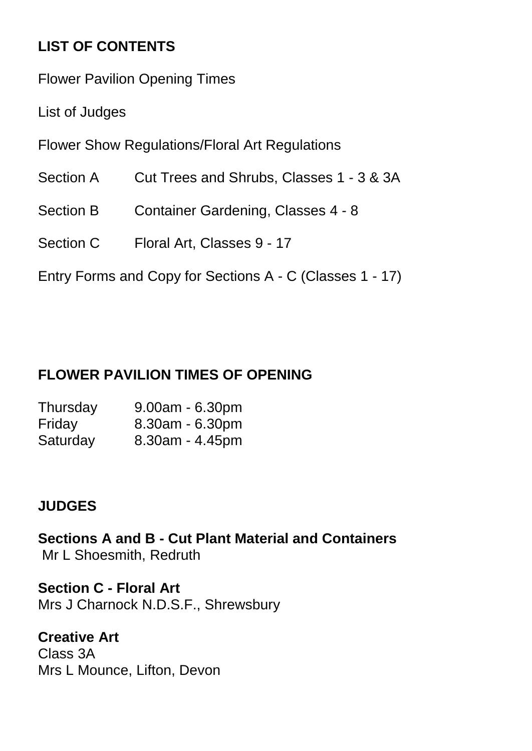## LIST OF CONTENTS

Flower Pavilion Opening Times

List of Judges

Flower Show Regulations/Floral Art Regulations

| | |
|---|---|
| Section A | Cut Trees and Shrubs, Classes 1 - 3 & 3A |
| Section B | Container Gardening, Classes 4 - 8 |
| Section C | Floral Art, Classes 9 - 17 |

Entry Forms and Copy for Sections A - C (Classes 1 - 17)

## FLOWER PAVILION TIMES OF OPENING

| | |
|---|---|
| Thursday | 9.00am - 6.30pm |
| Friday | 8.30am - 6.30pm |
| Saturday | 8.30am - 4.45pm |

## JUDGES

**Sections A and B - Cut Plant Material and Containers**
Mr L Shoesmith, Redruth

**Section C - Floral Art**
Mrs J Charnock N.D.S.F., Shrewsbury

**Creative Art**
Class 3A
Mrs L Mounce, Lifton, Devon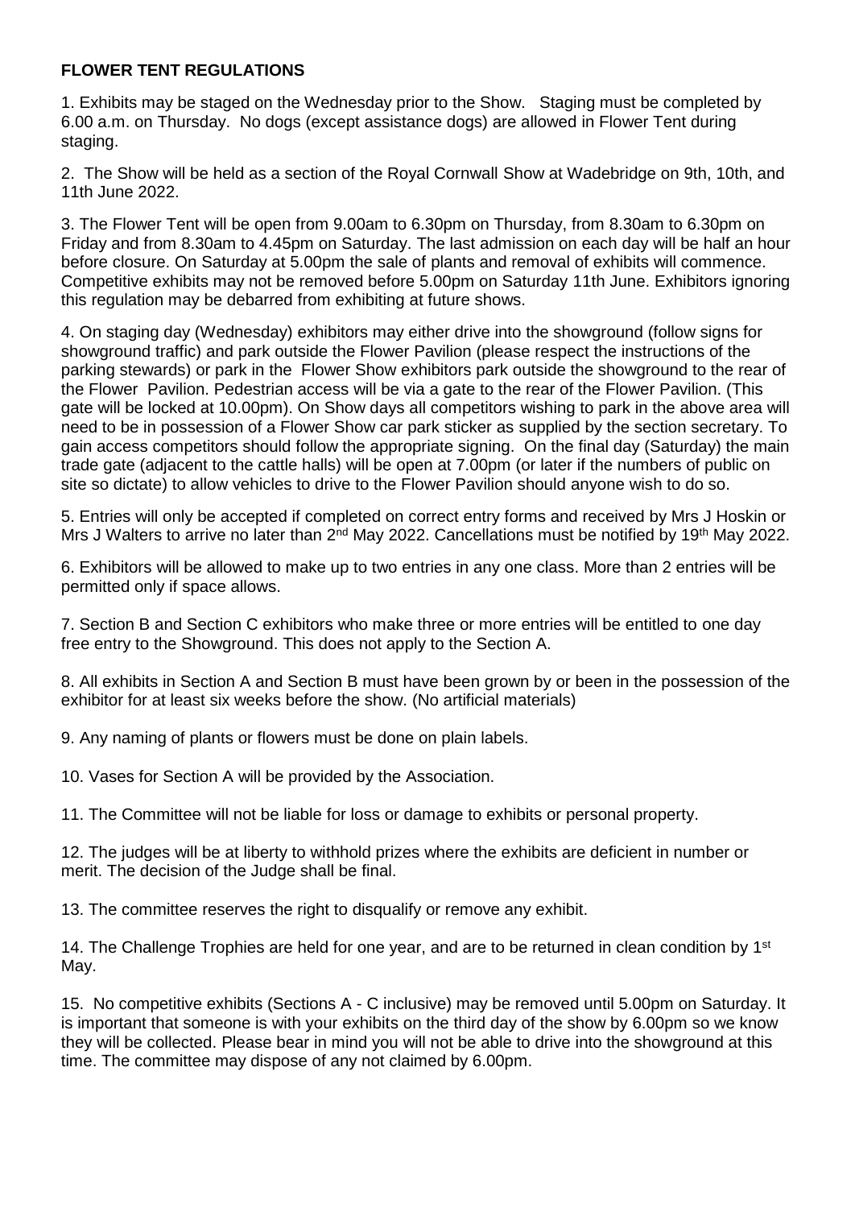**FLOWER TENT REGULATIONS**

1. Exhibits may be staged on the Wednesday prior to the Show. Staging must be completed by 6.00 a.m. on Thursday. No dogs (except assistance dogs) are allowed in Flower Tent during staging.

2. The Show will be held as a section of the Royal Cornwall Show at Wadebridge on 9th, 10th, and 11th June 2022.

3. The Flower Tent will be open from 9.00am to 6.30pm on Thursday, from 8.30am to 6.30pm on Friday and from 8.30am to 4.45pm on Saturday. The last admission on each day will be half an hour before closure. On Saturday at 5.00pm the sale of plants and removal of exhibits will commence. Competitive exhibits may not be removed before 5.00pm on Saturday 11th June. Exhibitors ignoring this regulation may be debarred from exhibiting at future shows.

4. On staging day (Wednesday) exhibitors may either drive into the showground (follow signs for showground traffic) and park outside the Flower Pavilion (please respect the instructions of the parking stewards) or park in the Flower Show exhibitors park outside the showground to the rear of the Flower Pavilion. Pedestrian access will be via a gate to the rear of the Flower Pavilion. (This gate will be locked at 10.00pm). On Show days all competitors wishing to park in the above area will need to be in possession of a Flower Show car park sticker as supplied by the section secretary. To gain access competitors should follow the appropriate signing. On the final day (Saturday) the main trade gate (adjacent to the cattle halls) will be open at 7.00pm (or later if the numbers of public on site so dictate) to allow vehicles to drive to the Flower Pavilion should anyone wish to do so.

5. Entries will only be accepted if completed on correct entry forms and received by Mrs J Hoskin or Mrs J Walters to arrive no later than 2nd May 2022. Cancellations must be notified by 19th May 2022.

6. Exhibitors will be allowed to make up to two entries in any one class. More than 2 entries will be permitted only if space allows.

7. Section B and Section C exhibitors who make three or more entries will be entitled to one day free entry to the Showground. This does not apply to the Section A.

8. All exhibits in Section A and Section B must have been grown by or been in the possession of the exhibitor for at least six weeks before the show. (No artificial materials)

9. Any naming of plants or flowers must be done on plain labels.

10. Vases for Section A will be provided by the Association.

11. The Committee will not be liable for loss or damage to exhibits or personal property.

12. The judges will be at liberty to withhold prizes where the exhibits are deficient in number or merit. The decision of the Judge shall be final.

13. The committee reserves the right to disqualify or remove any exhibit.

14. The Challenge Trophies are held for one year, and are to be returned in clean condition by 1st May.

15. No competitive exhibits (Sections A - C inclusive) may be removed until 5.00pm on Saturday. It is important that someone is with your exhibits on the third day of the show by 6.00pm so we know they will be collected. Please bear in mind you will not be able to drive into the showground at this time. The committee may dispose of any not claimed by 6.00pm.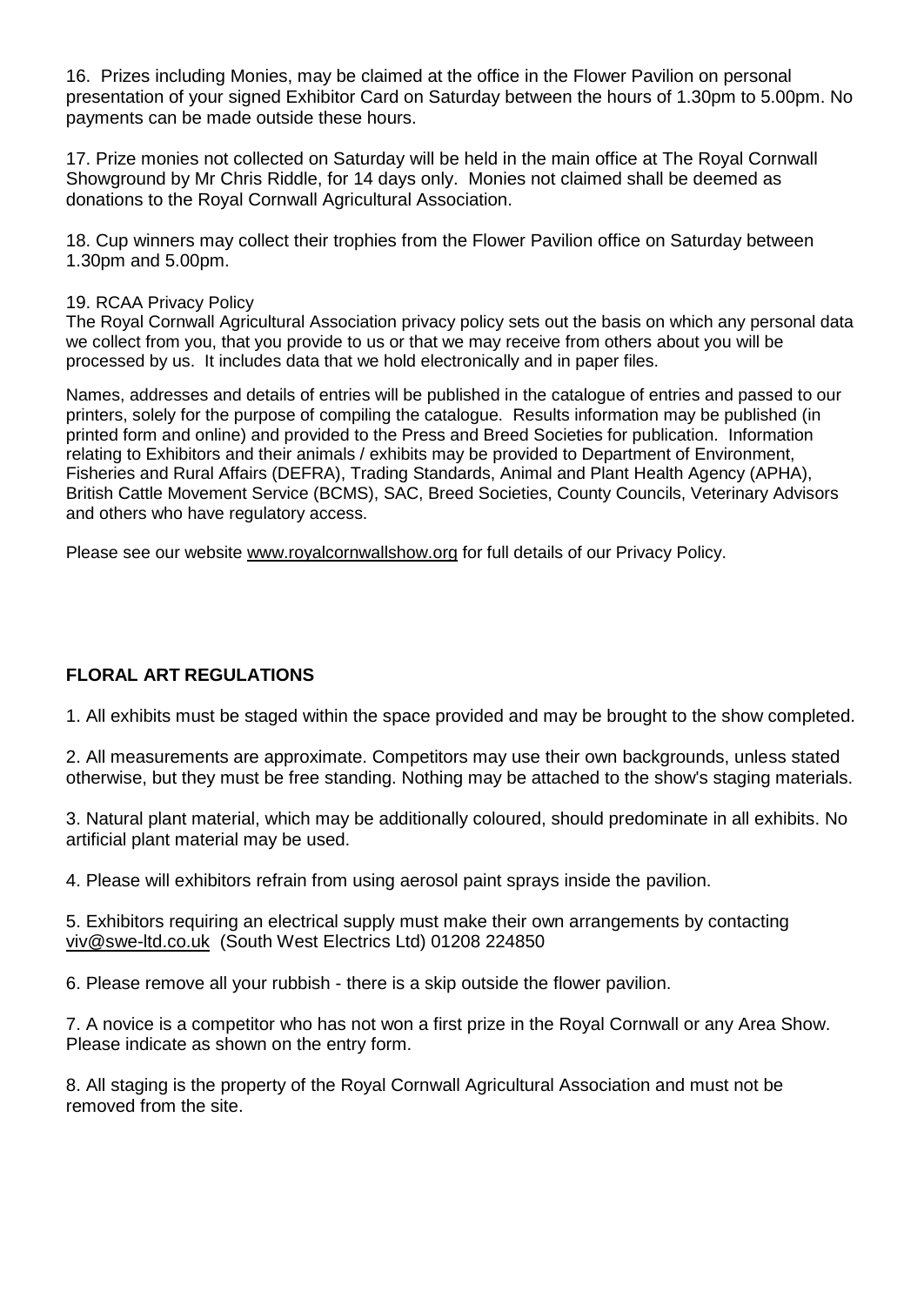16. Prizes including Monies, may be claimed at the office in the Flower Pavilion on personal presentation of your signed Exhibitor Card on Saturday between the hours of 1.30pm to 5.00pm. No payments can be made outside these hours.

17. Prize monies not collected on Saturday will be held in the main office at The Royal Cornwall Showground by Mr Chris Riddle, for 14 days only. Monies not claimed shall be deemed as donations to the Royal Cornwall Agricultural Association.

18. Cup winners may collect their trophies from the Flower Pavilion office on Saturday between 1.30pm and 5.00pm.

19. RCAA Privacy Policy
The Royal Cornwall Agricultural Association privacy policy sets out the basis on which any personal data we collect from you, that you provide to us or that we may receive from others about you will be processed by us. It includes data that we hold electronically and in paper files.

Names, addresses and details of entries will be published in the catalogue of entries and passed to our printers, solely for the purpose of compiling the catalogue. Results information may be published (in printed form and online) and provided to the Press and Breed Societies for publication. Information relating to Exhibitors and their animals / exhibits may be provided to Department of Environment, Fisheries and Rural Affairs (DEFRA), Trading Standards, Animal and Plant Health Agency (APHA), British Cattle Movement Service (BCMS), SAC, Breed Societies, County Councils, Veterinary Advisors and others who have regulatory access.

Please see our website www.royalcornwallshow.org for full details of our Privacy Policy.

**FLORAL ART REGULATIONS**

1. All exhibits must be staged within the space provided and may be brought to the show completed.

2. All measurements are approximate. Competitors may use their own backgrounds, unless stated otherwise, but they must be free standing. Nothing may be attached to the show's staging materials.

3. Natural plant material, which may be additionally coloured, should predominate in all exhibits. No artificial plant material may be used.

4. Please will exhibitors refrain from using aerosol paint sprays inside the pavilion.

5. Exhibitors requiring an electrical supply must make their own arrangements by contacting viv@swe-ltd.co.uk (South West Electrics Ltd) 01208 224850

6. Please remove all your rubbish - there is a skip outside the flower pavilion.

7. A novice is a competitor who has not won a first prize in the Royal Cornwall or any Area Show. Please indicate as shown on the entry form.

8. All staging is the property of the Royal Cornwall Agricultural Association and must not be removed from the site.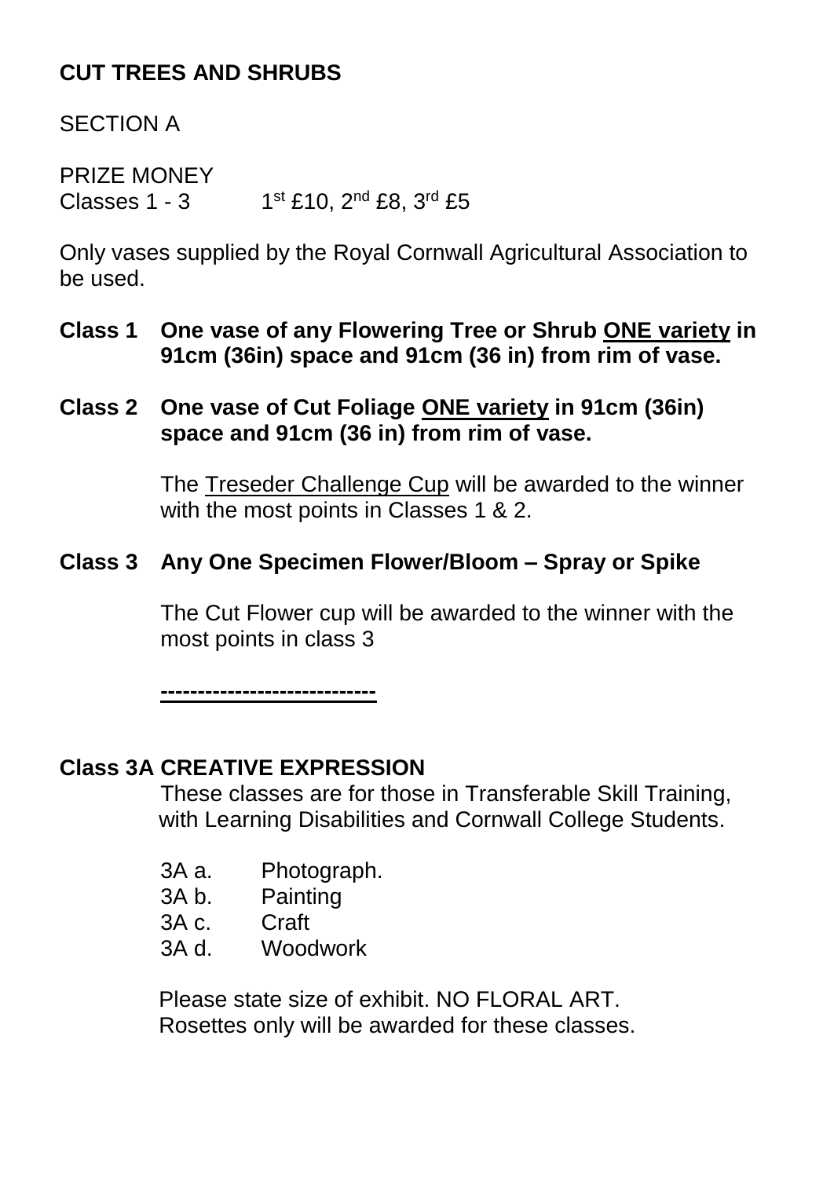## CUT TREES AND SHRUBS

SECTION A

PRIZE MONEY
Classes 1 - 3    1st £10, 2nd £8, 3rd £5

Only vases supplied by the Royal Cornwall Agricultural Association to be used.

**Class 1 One vase of any Flowering Tree or Shrub ONE variety in 91cm (36in) space and 91cm (36 in) from rim of vase.**

**Class 2 One vase of Cut Foliage ONE variety in 91cm (36in) space and 91cm (36 in) from rim of vase.**

The Treseder Challenge Cup will be awarded to the winner with the most points in Classes 1 & 2.

**Class 3 Any One Specimen Flower/Bloom – Spray or Spike**

The Cut Flower cup will be awarded to the winner with the most points in class 3

---

**Class 3A CREATIVE EXPRESSION**

These classes are for those in Transferable Skill Training, with Learning Disabilities and Cornwall College Students.

- 3A a. Photograph.
- 3A b. Painting
- 3A c. Craft
- 3A d. Woodwork

Please state size of exhibit. NO FLORAL ART.
Rosettes only will be awarded for these classes.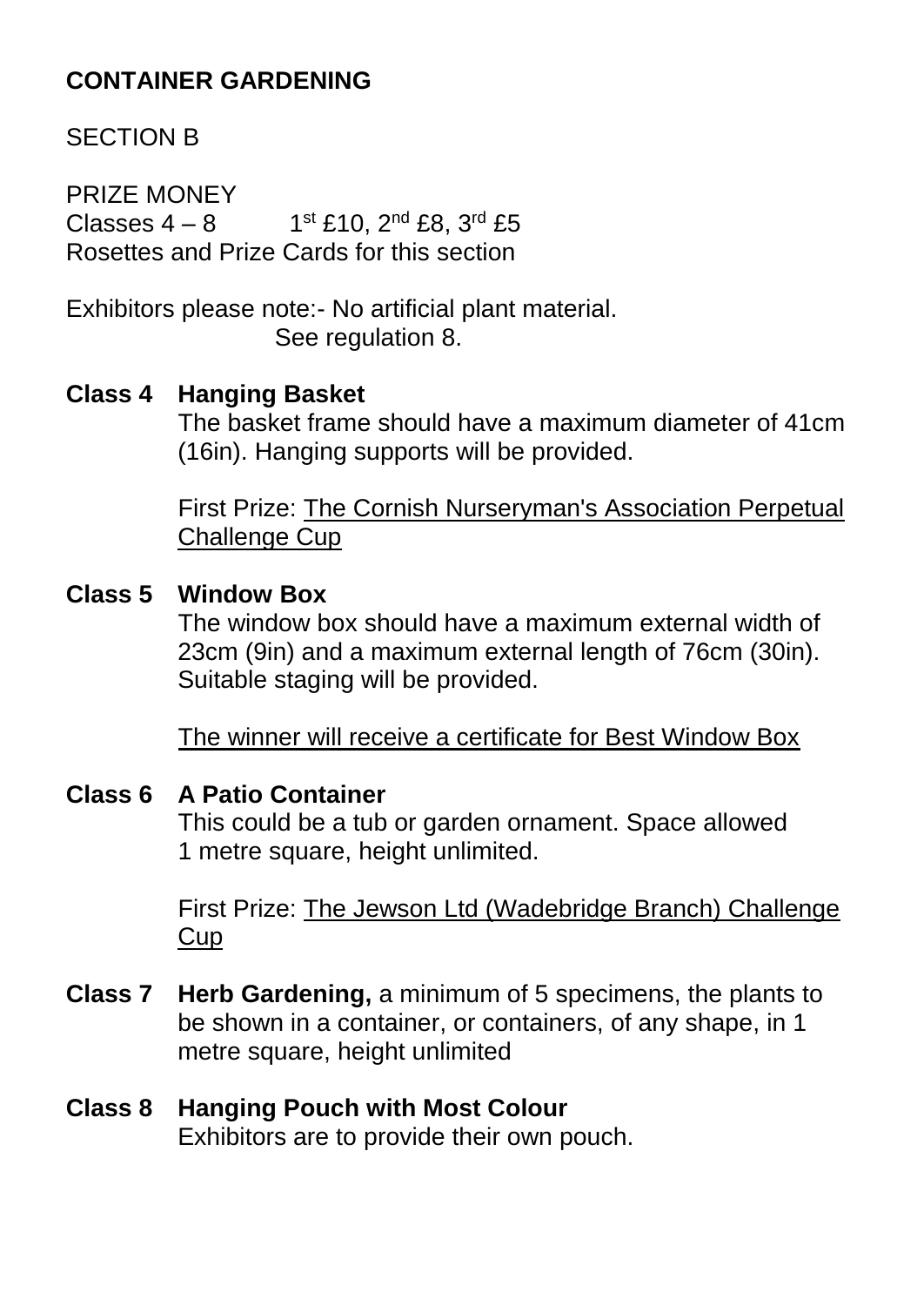**CONTAINER GARDENING**

SECTION B

PRIZE MONEY
Classes 4 – 8 1st £10, 2nd £8, 3rd £5
Rosettes and Prize Cards for this section

Exhibitors please note:- No artificial plant material.
See regulation 8.

**Class 4 Hanging Basket**
The basket frame should have a maximum diameter of 41cm (16in). Hanging supports will be provided.

First Prize: The Cornish Nurseryman's Association Perpetual Challenge Cup

**Class 5 Window Box**
The window box should have a maximum external width of 23cm (9in) and a maximum external length of 76cm (30in). Suitable staging will be provided.

The winner will receive a certificate for Best Window Box

**Class 6 A Patio Container**
This could be a tub or garden ornament. Space allowed 1 metre square, height unlimited.

First Prize: The Jewson Ltd (Wadebridge Branch) Challenge Cup

**Class 7 Herb Gardening,** a minimum of 5 specimens, the plants to be shown in a container, or containers, of any shape, in 1 metre square, height unlimited

**Class 8 Hanging Pouch with Most Colour**
Exhibitors are to provide their own pouch.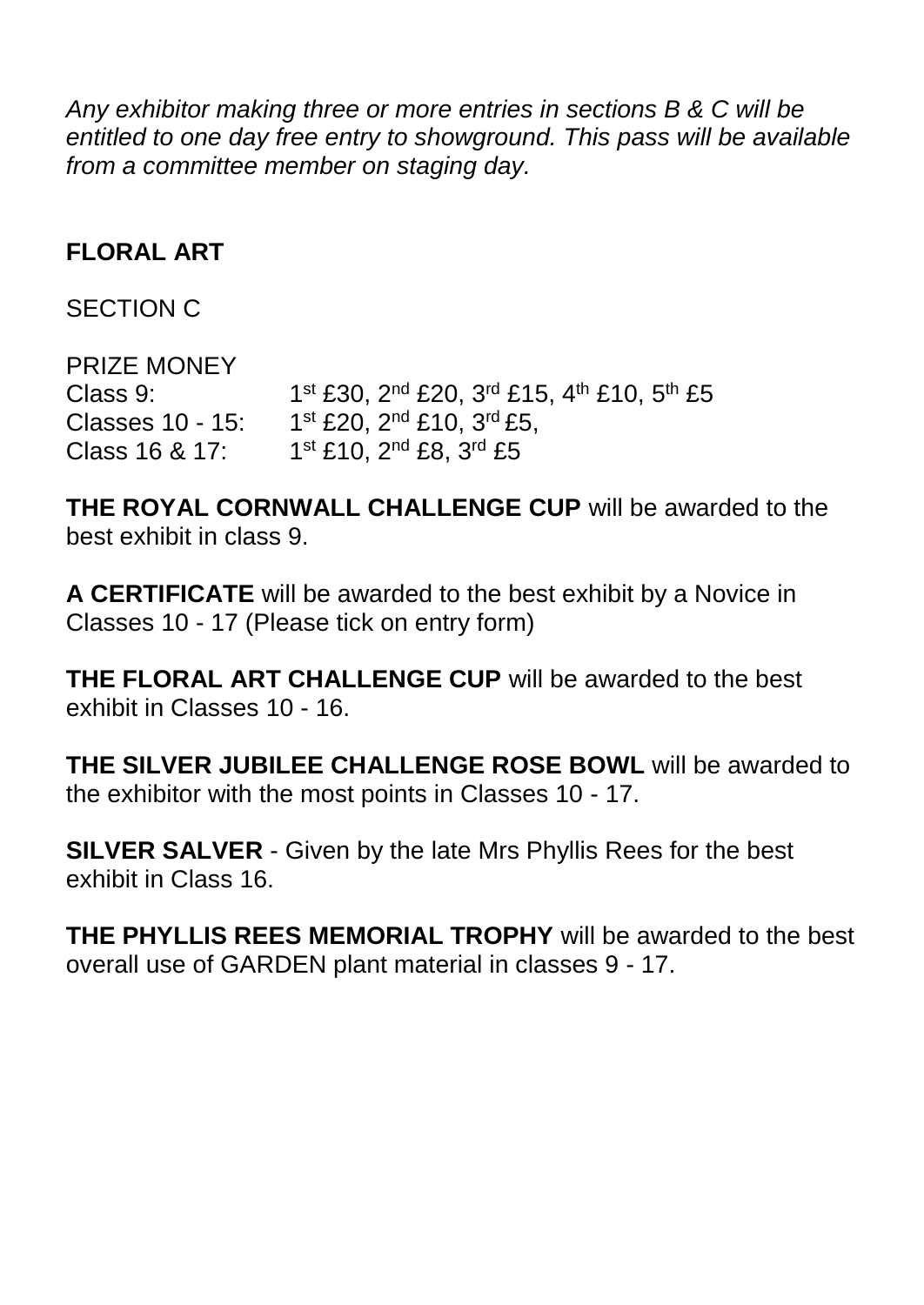*Any exhibitor making three or more entries in sections B & C will be entitled to one day free entry to showground. This pass will be available from a committee member on staging day.*

## FLORAL ART

SECTION C

PRIZE MONEY

| | |
|---|---|
| Class 9: | 1st £30, 2nd £20, 3rd £15, 4th £10, 5th £5 |
| Classes 10 - 15: | 1st £20, 2nd £10, 3rd £5, |
| Class 16 & 17: | 1st £10, 2nd £8, 3rd £5 |

**THE ROYAL CORNWALL CHALLENGE CUP** will be awarded to the best exhibit in class 9.

**A CERTIFICATE** will be awarded to the best exhibit by a Novice in Classes 10 - 17 (Please tick on entry form)

**THE FLORAL ART CHALLENGE CUP** will be awarded to the best exhibit in Classes 10 - 16.

**THE SILVER JUBILEE CHALLENGE ROSE BOWL** will be awarded to the exhibitor with the most points in Classes 10 - 17.

**SILVER SALVER** - Given by the late Mrs Phyllis Rees for the best exhibit in Class 16.

**THE PHYLLIS REES MEMORIAL TROPHY** will be awarded to the best overall use of GARDEN plant material in classes 9 - 17.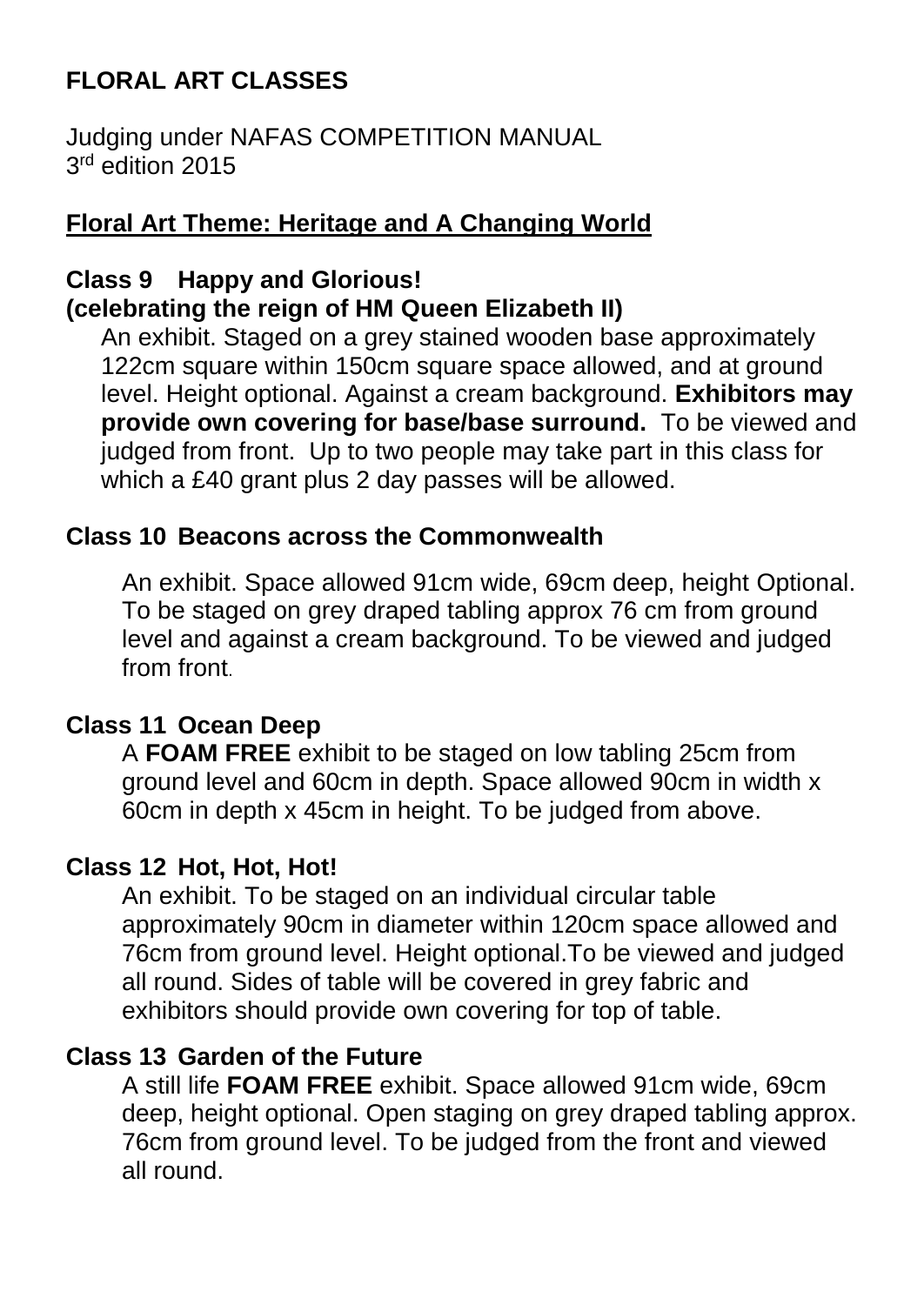## FLORAL ART CLASSES

Judging under NAFAS COMPETITION MANUAL
3rd edition 2015

### Floral Art Theme: Heritage and A Changing World

### Class 9 Happy and Glorious! (celebrating the reign of HM Queen Elizabeth II)

An exhibit. Staged on a grey stained wooden base approximately 122cm square within 150cm square space allowed, and at ground level. Height optional. Against a cream background. **Exhibitors may provide own covering for base/base surround.** To be viewed and judged from front. Up to two people may take part in this class for which a £40 grant plus 2 day passes will be allowed.

### Class 10 Beacons across the Commonwealth

An exhibit. Space allowed 91cm wide, 69cm deep, height Optional. To be staged on grey draped tabling approx 76 cm from ground level and against a cream background. To be viewed and judged from front.

### Class 11 Ocean Deep

A **FOAM FREE** exhibit to be staged on low tabling 25cm from ground level and 60cm in depth. Space allowed 90cm in width x 60cm in depth x 45cm in height. To be judged from above.

### Class 12 Hot, Hot, Hot!

An exhibit. To be staged on an individual circular table approximately 90cm in diameter within 120cm space allowed and 76cm from ground level. Height optional.To be viewed and judged all round. Sides of table will be covered in grey fabric and exhibitors should provide own covering for top of table.

### Class 13 Garden of the Future

A still life **FOAM FREE** exhibit. Space allowed 91cm wide, 69cm deep, height optional. Open staging on grey draped tabling approx. 76cm from ground level. To be judged from the front and viewed all round.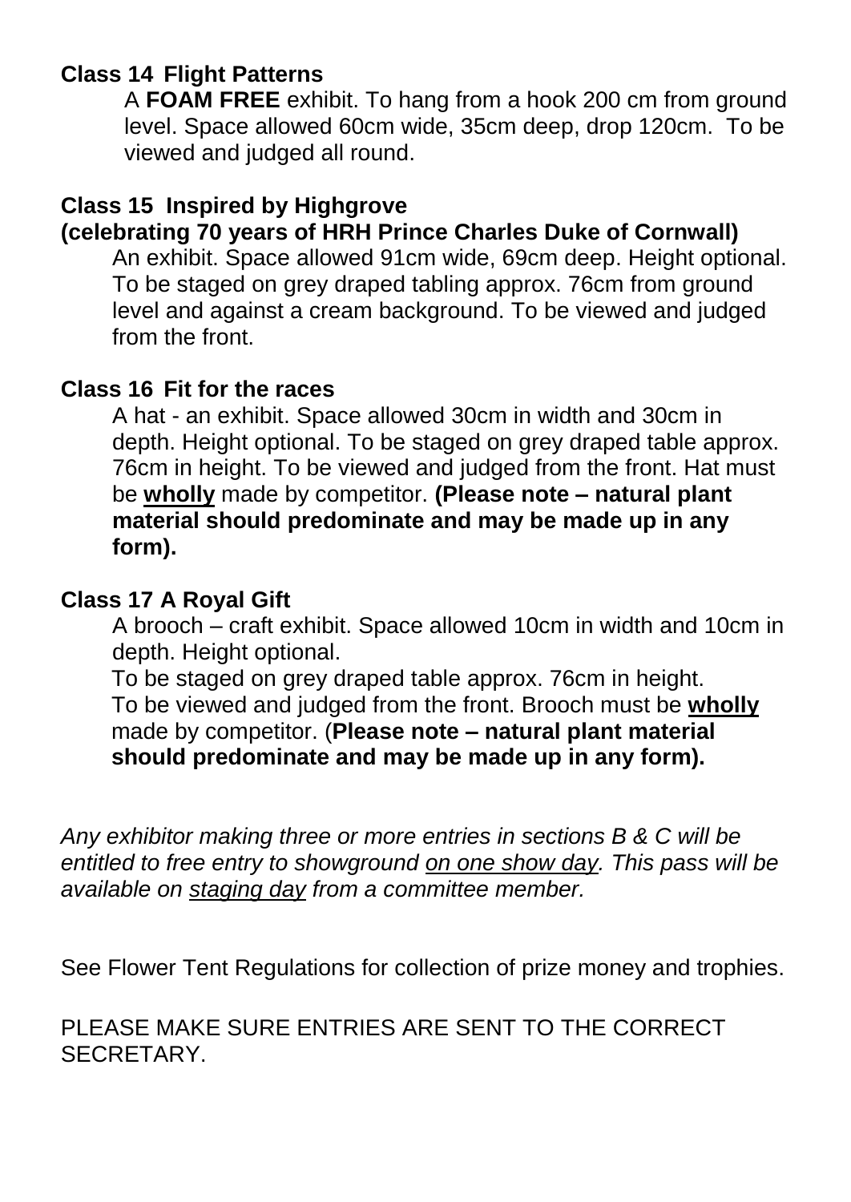**Class 14 Flight Patterns**

A **FOAM FREE** exhibit. To hang from a hook 200 cm from ground level. Space allowed 60cm wide, 35cm deep, drop 120cm. To be viewed and judged all round.

**Class 15 Inspired by Highgrove**
**(celebrating 70 years of HRH Prince Charles Duke of Cornwall)**

An exhibit. Space allowed 91cm wide, 69cm deep. Height optional. To be staged on grey draped tabling approx. 76cm from ground level and against a cream background. To be viewed and judged from the front.

**Class 16 Fit for the races**

A hat - an exhibit. Space allowed 30cm in width and 30cm in depth. Height optional. To be staged on grey draped table approx. 76cm in height. To be viewed and judged from the front. Hat must be **<u>wholly</u>** made by competitor. **(Please note – natural plant material should predominate and may be made up in any form).**

**Class 17 A Royal Gift**

A brooch – craft exhibit. Space allowed 10cm in width and 10cm in depth. Height optional.
To be staged on grey draped table approx. 76cm in height.
To be viewed and judged from the front. Brooch must be **<u>wholly</u>** made by competitor. (**Please note – natural plant material should predominate and may be made up in any form).**

*Any exhibitor making three or more entries in sections B & C will be entitled to free entry to showground <u>on one show day</u>. This pass will be available on <u>staging day</u> from a committee member.*

See Flower Tent Regulations for collection of prize money and trophies.

PLEASE MAKE SURE ENTRIES ARE SENT TO THE CORRECT SECRETARY.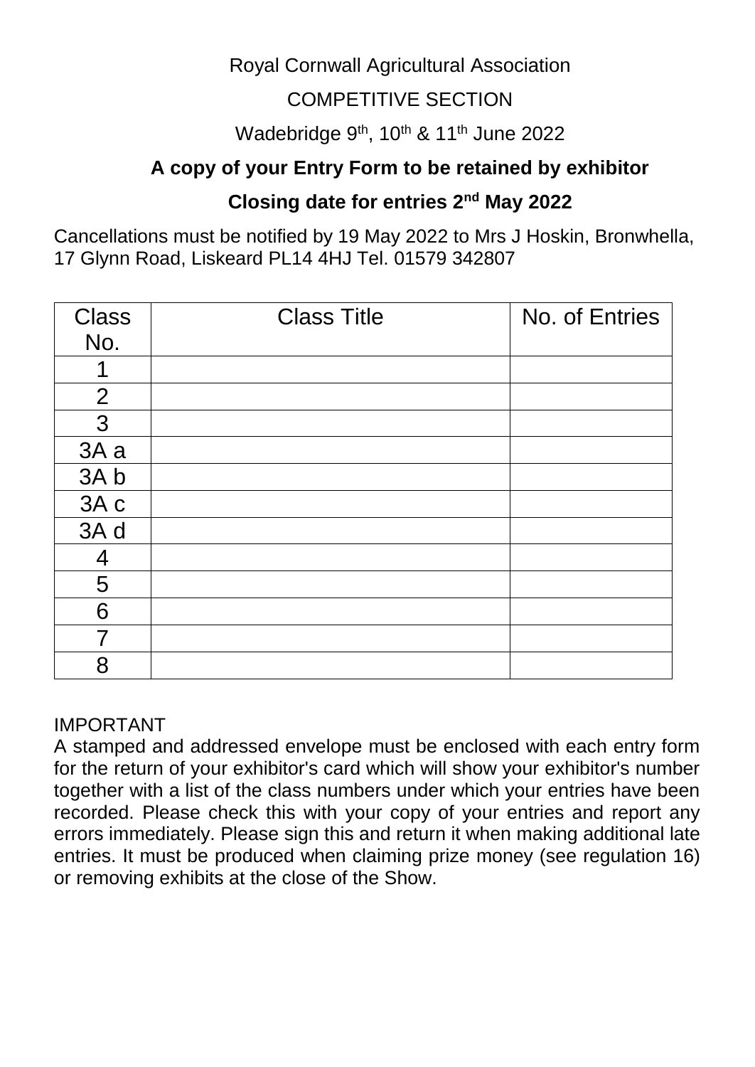Royal Cornwall Agricultural Association

COMPETITIVE SECTION

Wadebridge 9th, 10th & 11th June 2022

**A copy of your Entry Form to be retained by exhibitor**

**Closing date for entries 2nd May 2022**

Cancellations must be notified by 19 May 2022 to Mrs J Hoskin, Bronwhella, 17 Glynn Road, Liskeard PL14 4HJ Tel. 01579 342807

| Class No. | Class Title | No. of Entries |
|---|---|---|
| 1 | | |
| 2 | | |
| 3 | | |
| 3A a | | |
| 3A b | | |
| 3A c | | |
| 3A d | | |
| 4 | | |
| 5 | | |
| 6 | | |
| 7 | | |
| 8 | | |

IMPORTANT

A stamped and addressed envelope must be enclosed with each entry form for the return of your exhibitor's card which will show your exhibitor's number together with a list of the class numbers under which your entries have been recorded. Please check this with your copy of your entries and report any errors immediately. Please sign this and return it when making additional late entries. It must be produced when claiming prize money (see regulation 16) or removing exhibits at the close of the Show.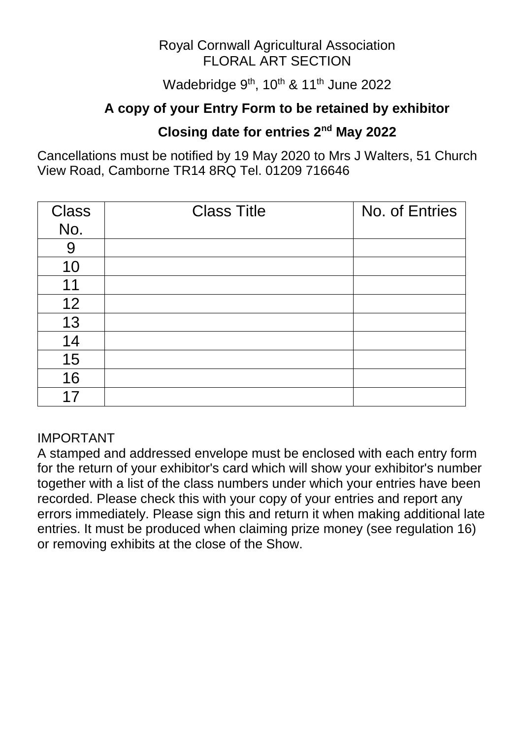Royal Cornwall Agricultural Association
FLORAL ART SECTION

Wadebridge 9th, 10th & 11th June 2022

**A copy of your Entry Form to be retained by exhibitor**

**Closing date for entries 2nd May 2022**

Cancellations must be notified by 19 May 2020 to Mrs J Walters, 51 Church View Road, Camborne TR14 8RQ Tel. 01209 716646

| Class No. | Class Title | No. of Entries |
|---|---|---|
| 9 | | |
| 10 | | |
| 11 | | |
| 12 | | |
| 13 | | |
| 14 | | |
| 15 | | |
| 16 | | |
| 17 | | |

IMPORTANT
A stamped and addressed envelope must be enclosed with each entry form for the return of your exhibitor's card which will show your exhibitor's number together with a list of the class numbers under which your entries have been recorded. Please check this with your copy of your entries and report any errors immediately. Please sign this and return it when making additional late entries. It must be produced when claiming prize money (see regulation 16) or removing exhibits at the close of the Show.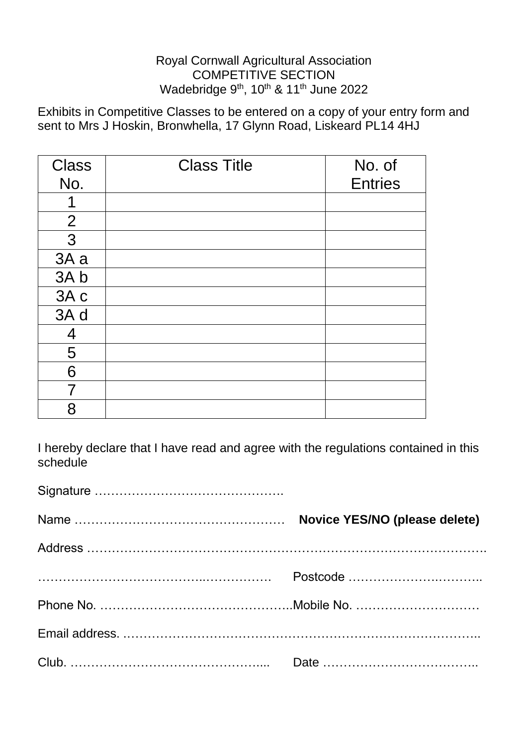Royal Cornwall Agricultural Association
COMPETITIVE SECTION
Wadebridge 9th, 10th & 11th June 2022

Exhibits in Competitive Classes to be entered on a copy of your entry form and sent to Mrs J Hoskin, Bronwhella, 17 Glynn Road, Liskeard PL14 4HJ

| Class No. | Class Title | No. of Entries |
| --- | --- | --- |
| 1 | | |
| 2 | | |
| 3 | | |
| 3A a | | |
| 3A b | | |
| 3A c | | |
| 3A d | | |
| 4 | | |
| 5 | | |
| 6 | | |
| 7 | | |
| 8 | | |

I hereby declare that I have read and agree with the regulations contained in this schedule

Signature ……………………………………….

Name …………………………………………… **Novice YES/NO (please delete)**

Address ……………………………………………………………………………….

……………………………….……………  Postcode ……………………….………..

Phone No. ………………………………………..Mobile No. …………………………

Email address. ………………………………………………………………………..

Club. ………………………………………....  Date ………………………………..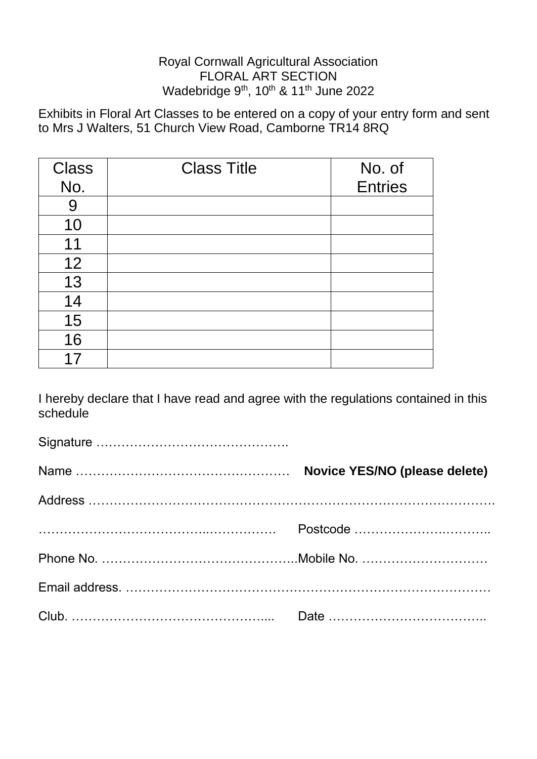Royal Cornwall Agricultural Association
FLORAL ART SECTION
Wadebridge 9th, 10th & 11th June 2022

Exhibits in Floral Art Classes to be entered on a copy of your entry form and sent to Mrs J Walters, 51 Church View Road, Camborne TR14 8RQ

| Class No. | Class Title | No. of Entries |
|---|---|---|
| 9 | | |
| 10 | | |
| 11 | | |
| 12 | | |
| 13 | | |
| 14 | | |
| 15 | | |
| 16 | | |
| 17 | | |

I hereby declare that I have read and agree with the regulations contained in this schedule

Signature ……………………………………….

Name …………………………………………… **Novice YES/NO (please delete)**

Address ………………………………………………………………………………….

…………………………………..……………. Postcode ……………………….………..

Phone No. ………………………………………..Mobile No. …………………………

Email address. ……………………………………………………………………………

Club. ………………………………………..... Date ………………………………..